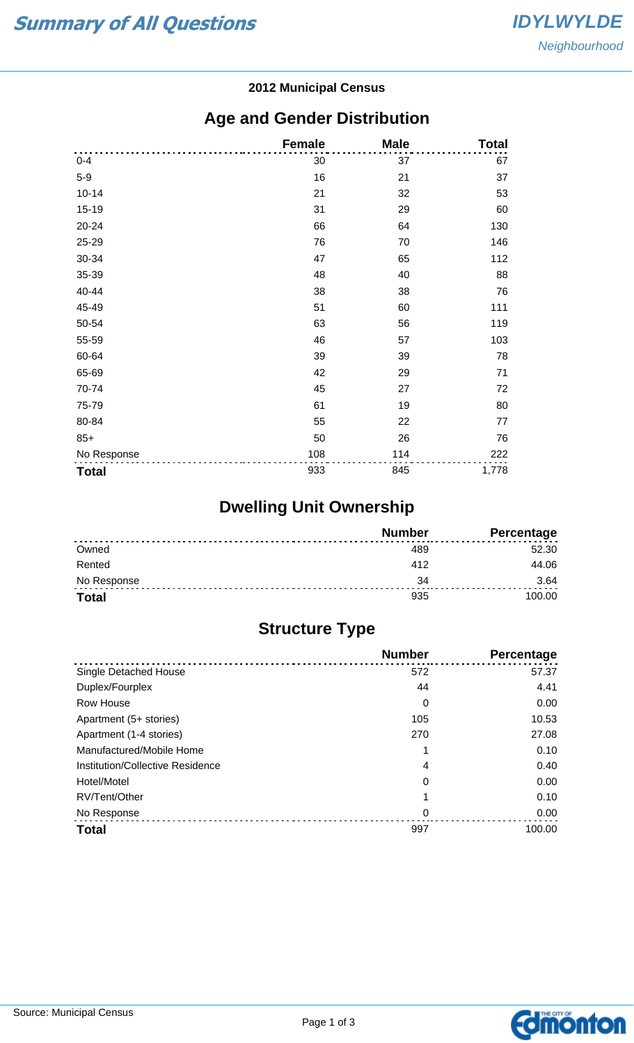# Summary of All Questions

**IDYLWYLDE**
*Neighbourhood*

**2012 Municipal Census**

## Age and Gender Distribution

| | Female | Male | Total |
|---|---|---|---|
| 0-4 | 30 | 37 | 67 |
| 5-9 | 16 | 21 | 37 |
| 10-14 | 21 | 32 | 53 |
| 15-19 | 31 | 29 | 60 |
| 20-24 | 66 | 64 | 130 |
| 25-29 | 76 | 70 | 146 |
| 30-34 | 47 | 65 | 112 |
| 35-39 | 48 | 40 | 88 |
| 40-44 | 38 | 38 | 76 |
| 45-49 | 51 | 60 | 111 |
| 50-54 | 63 | 56 | 119 |
| 55-59 | 46 | 57 | 103 |
| 60-64 | 39 | 39 | 78 |
| 65-69 | 42 | 29 | 71 |
| 70-74 | 45 | 27 | 72 |
| 75-79 | 61 | 19 | 80 |
| 80-84 | 55 | 22 | 77 |
| 85+ | 50 | 26 | 76 |
| No Response | 108 | 114 | 222 |
| **Total** | 933 | 845 | 1,778 |

## Dwelling Unit Ownership

| | Number | Percentage |
|---|---|---|
| Owned | 489 | 52.30 |
| Rented | 412 | 44.06 |
| No Response | 34 | 3.64 |
| **Total** | 935 | 100.00 |

## Structure Type

| | Number | Percentage |
|---|---|---|
| Single Detached House | 572 | 57.37 |
| Duplex/Fourplex | 44 | 4.41 |
| Row House | 0 | 0.00 |
| Apartment (5+ stories) | 105 | 10.53 |
| Apartment (1-4 stories) | 270 | 27.08 |
| Manufactured/Mobile Home | 1 | 0.10 |
| Institution/Collective Residence | 4 | 0.40 |
| Hotel/Motel | 0 | 0.00 |
| RV/Tent/Other | 1 | 0.10 |
| No Response | 0 | 0.00 |
| **Total** | 997 | 100.00 |

Source: Municipal Census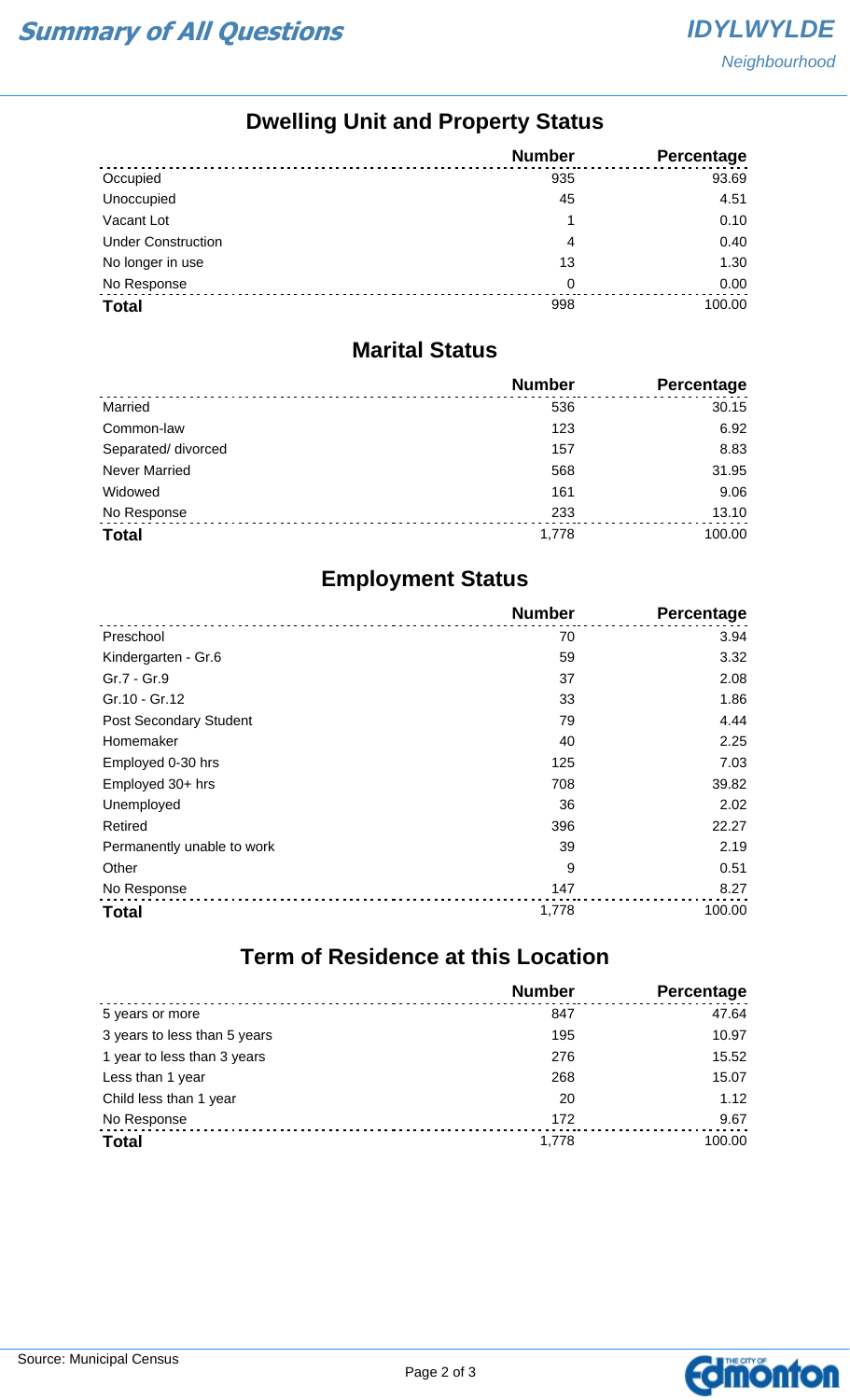# Summary of All Questions

**IDYLWYLDE**
*Neighbourhood*

## Dwelling Unit and Property Status

| | Number | Percentage |
|---|---|---|
| Occupied | 935 | 93.69 |
| Unoccupied | 45 | 4.51 |
| Vacant Lot | 1 | 0.10 |
| Under Construction | 4 | 0.40 |
| No longer in use | 13 | 1.30 |
| No Response | 0 | 0.00 |
| **Total** | 998 | 100.00 |

## Marital Status

| | Number | Percentage |
|---|---|---|
| Married | 536 | 30.15 |
| Common-law | 123 | 6.92 |
| Separated/ divorced | 157 | 8.83 |
| Never Married | 568 | 31.95 |
| Widowed | 161 | 9.06 |
| No Response | 233 | 13.10 |
| **Total** | 1,778 | 100.00 |

## Employment Status

| | Number | Percentage |
|---|---|---|
| Preschool | 70 | 3.94 |
| Kindergarten - Gr.6 | 59 | 3.32 |
| Gr.7 - Gr.9 | 37 | 2.08 |
| Gr.10 - Gr.12 | 33 | 1.86 |
| Post Secondary Student | 79 | 4.44 |
| Homemaker | 40 | 2.25 |
| Employed 0-30 hrs | 125 | 7.03 |
| Employed 30+ hrs | 708 | 39.82 |
| Unemployed | 36 | 2.02 |
| Retired | 396 | 22.27 |
| Permanently unable to work | 39 | 2.19 |
| Other | 9 | 0.51 |
| No Response | 147 | 8.27 |
| **Total** | 1,778 | 100.00 |

## Term of Residence at this Location

| | Number | Percentage |
|---|---|---|
| 5 years or more | 847 | 47.64 |
| 3 years to less than 5 years | 195 | 10.97 |
| 1 year to less than 3 years | 276 | 15.52 |
| Less than 1 year | 268 | 15.07 |
| Child less than 1 year | 20 | 1.12 |
| No Response | 172 | 9.67 |
| **Total** | 1,778 | 100.00 |

Source: Municipal Census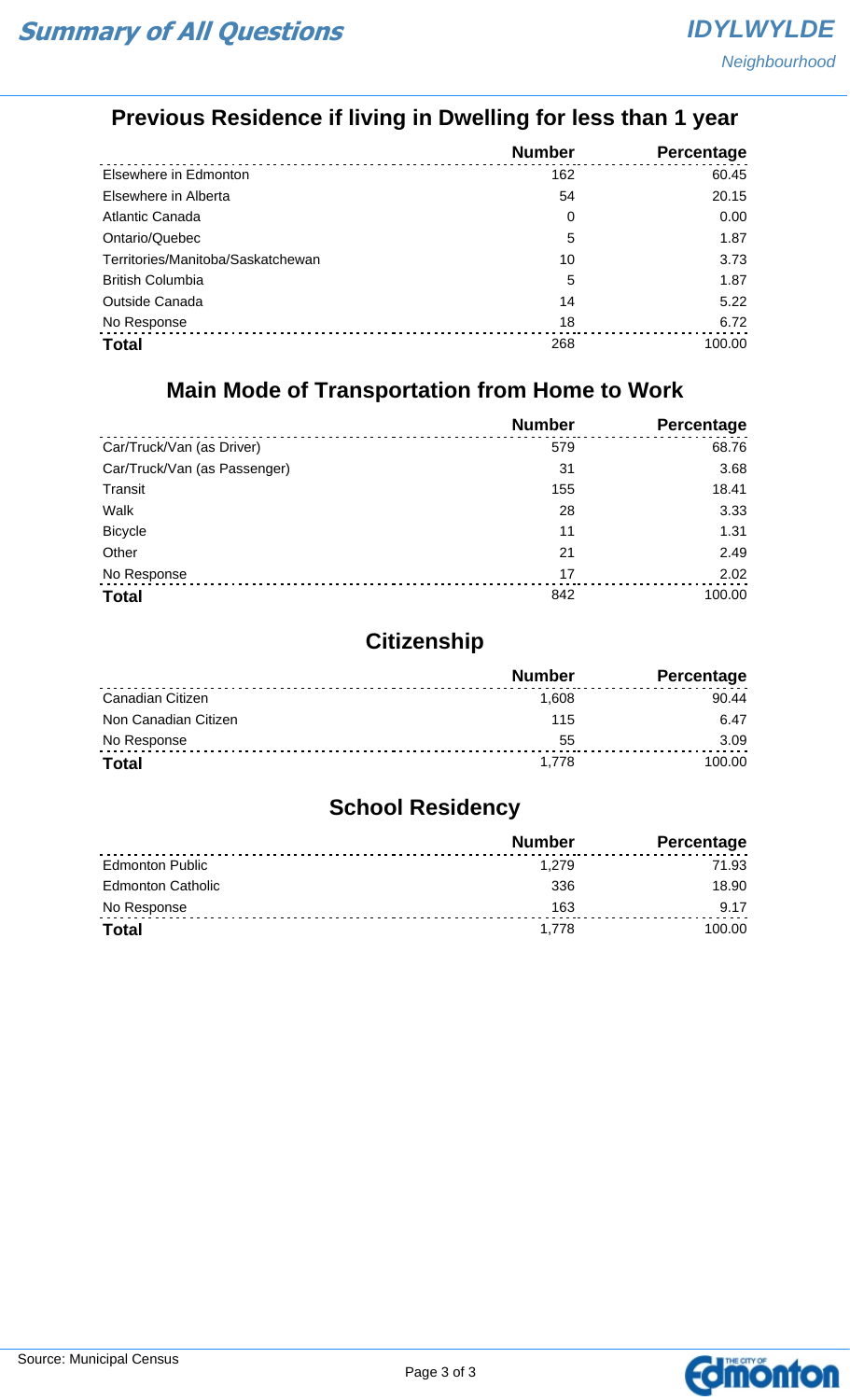# Summary of All Questions

**IDYLWYLDE**
*Neighbourhood*

## Previous Residence if living in Dwelling for less than 1 year

| | Number | Percentage |
|---|---|---|
| Elsewhere in Edmonton | 162 | 60.45 |
| Elsewhere in Alberta | 54 | 20.15 |
| Atlantic Canada | 0 | 0.00 |
| Ontario/Quebec | 5 | 1.87 |
| Territories/Manitoba/Saskatchewan | 10 | 3.73 |
| British Columbia | 5 | 1.87 |
| Outside Canada | 14 | 5.22 |
| No Response | 18 | 6.72 |
| **Total** | 268 | 100.00 |

## Main Mode of Transportation from Home to Work

| | Number | Percentage |
|---|---|---|
| Car/Truck/Van (as Driver) | 579 | 68.76 |
| Car/Truck/Van (as Passenger) | 31 | 3.68 |
| Transit | 155 | 18.41 |
| Walk | 28 | 3.33 |
| Bicycle | 11 | 1.31 |
| Other | 21 | 2.49 |
| No Response | 17 | 2.02 |
| **Total** | 842 | 100.00 |

## Citizenship

| | Number | Percentage |
|---|---|---|
| Canadian Citizen | 1,608 | 90.44 |
| Non Canadian Citizen | 115 | 6.47 |
| No Response | 55 | 3.09 |
| **Total** | 1,778 | 100.00 |

## School Residency

| | Number | Percentage |
|---|---|---|
| Edmonton Public | 1,279 | 71.93 |
| Edmonton Catholic | 336 | 18.90 |
| No Response | 163 | 9.17 |
| **Total** | 1,778 | 100.00 |

Source: Municipal Census